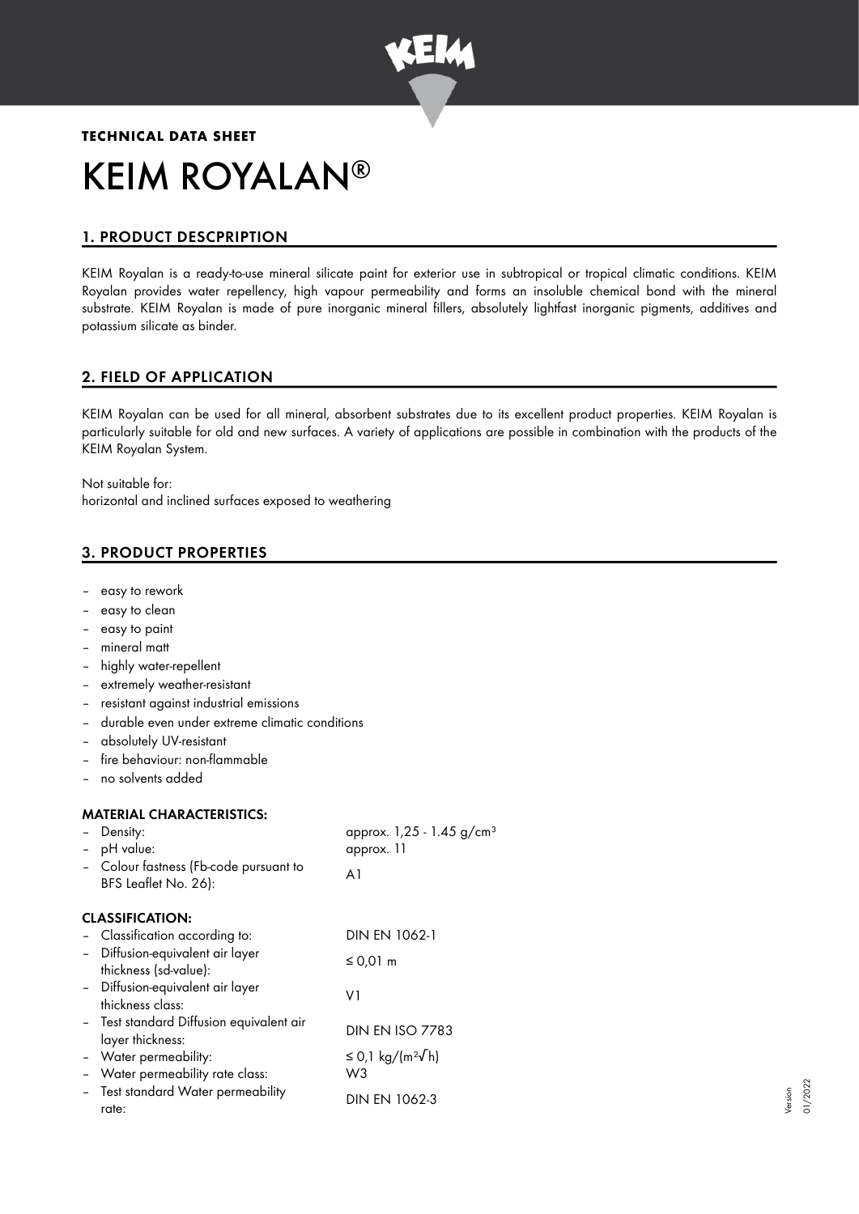**TECHNICAL DATA SHEET**

# KEIM ROYALAN®

## 1. PRODUCT DESCPRIPTION

KEIM Royalan is a ready-to-use mineral silicate paint for exterior use in subtropical or tropical climatic conditions. KEIM Royalan provides water repellency, high vapour permeability and forms an insoluble chemical bond with the mineral substrate. KEIM Royalan is made of pure inorganic mineral fillers, absolutely lightfast inorganic pigments, additives and potassium silicate as binder.

## 2. FIELD OF APPLICATION

KEIM Royalan can be used for all mineral, absorbent substrates due to its excellent product properties. KEIM Royalan is particularly suitable for old and new surfaces. A variety of applications are possible in combination with the products of the KEIM Royalan System.

Not suitable for:
horizontal and inclined surfaces exposed to weathering

## 3. PRODUCT PROPERTIES

- easy to rework
- easy to clean
- easy to paint
- mineral matt
- highly water-repellent
- extremely weather-resistant
- resistant against industrial emissions
- durable even under extreme climatic conditions
- absolutely UV-resistant
- fire behaviour: non-flammable
- no solvents added

### MATERIAL CHARACTERISTICS:

| | |
|---|---|
| – Density: | approx. 1,25 - 1.45 g/cm³ |
| – pH value: | approx. 11 |
| – Colour fastness (Fb-code pursuant to BFS Leaflet No. 26): | A1 |

### CLASSIFICATION:

| | |
|---|---|
| – Classification according to: | DIN EN 1062-1 |
| – Diffusion-equivalent air layer thickness (sd-value): | ≤ 0,01 m |
| – Diffusion-equivalent air layer thickness class: | V1 |
| – Test standard Diffusion equivalent air layer thickness: | DIN EN ISO 7783 |
| – Water permeability: | ≤ 0,1 kg/(m²√h) |
| – Water permeability rate class: | W3 |
| – Test standard Water permeability rate: | DIN EN 1062-3 |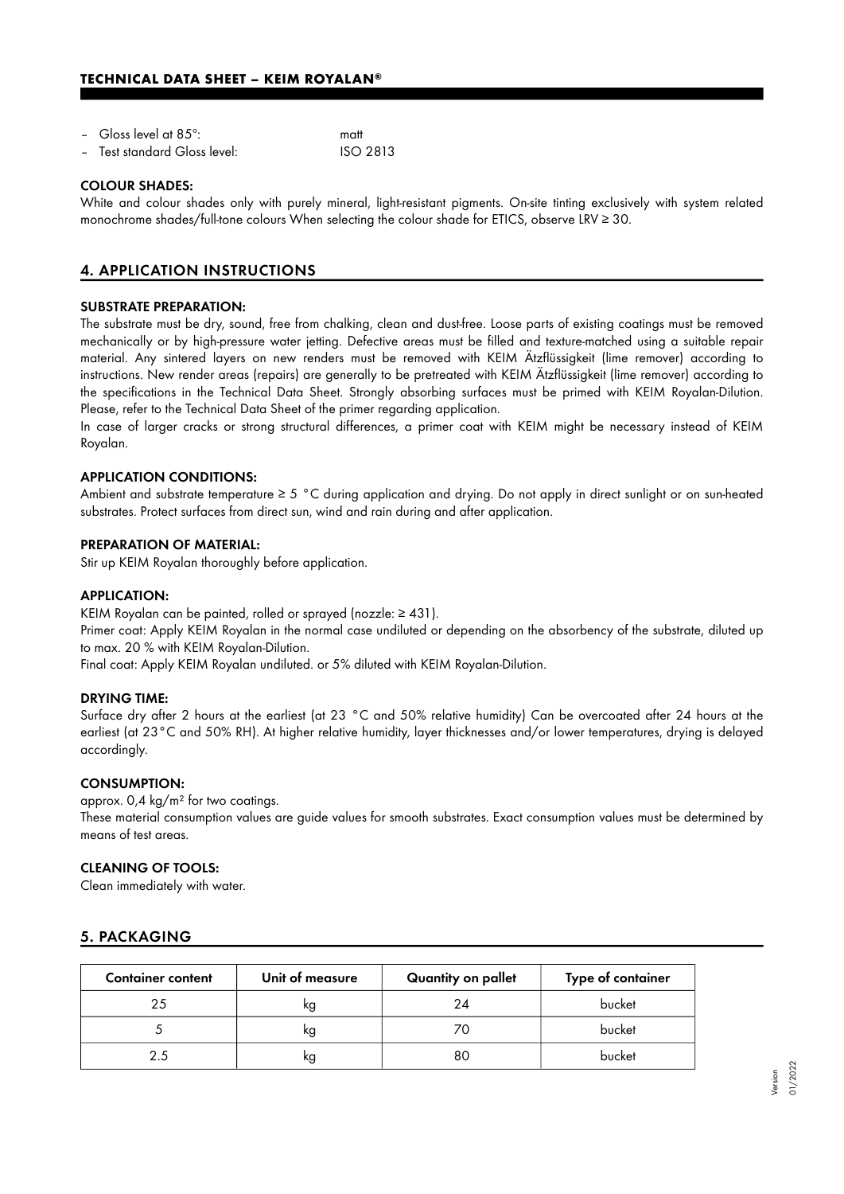– Gloss level at 85°: matt
– Test standard Gloss level: ISO 2813

**COLOUR SHADES:**
White and colour shades only with purely mineral, light-resistant pigments. On-site tinting exclusively with system related monochrome shades/full-tone colours When selecting the colour shade for ETICS, observe LRV ≥ 30.

## 4. APPLICATION INSTRUCTIONS

**SUBSTRATE PREPARATION:**
The substrate must be dry, sound, free from chalking, clean and dust-free. Loose parts of existing coatings must be removed mechanically or by high-pressure water jetting. Defective areas must be filled and texture-matched using a suitable repair material. Any sintered layers on new renders must be removed with KEIM Ätzflüssigkeit (lime remover) according to instructions. New render areas (repairs) are generally to be pretreated with KEIM Ätzflüssigkeit (lime remover) according to the specifications in the Technical Data Sheet. Strongly absorbing surfaces must be primed with KEIM Royalan-Dilution. Please, refer to the Technical Data Sheet of the primer regarding application.
In case of larger cracks or strong structural differences, a primer coat with KEIM might be necessary instead of KEIM Royalan.

**APPLICATION CONDITIONS:**
Ambient and substrate temperature ≥ 5 °C during application and drying. Do not apply in direct sunlight or on sun-heated substrates. Protect surfaces from direct sun, wind and rain during and after application.

**PREPARATION OF MATERIAL:**
Stir up KEIM Royalan thoroughly before application.

**APPLICATION:**
KEIM Royalan can be painted, rolled or sprayed (nozzle: ≥ 431).
Primer coat: Apply KEIM Royalan in the normal case undiluted or depending on the absorbency of the substrate, diluted up to max. 20 % with KEIM Royalan-Dilution.
Final coat: Apply KEIM Royalan undiluted. or 5% diluted with KEIM Royalan-Dilution.

**DRYING TIME:**
Surface dry after 2 hours at the earliest (at 23 °C and 50% relative humidity) Can be overcoated after 24 hours at the earliest (at 23°C and 50% RH). At higher relative humidity, layer thicknesses and/or lower temperatures, drying is delayed accordingly.

**CONSUMPTION:**
approx. 0,4 kg/m² for two coatings.
These material consumption values are guide values for smooth substrates. Exact consumption values must be determined by means of test areas.

**CLEANING OF TOOLS:**
Clean immediately with water.

## 5. PACKAGING

| Container content | Unit of measure | Quantity on pallet | Type of container |
|---|---|---|---|
| 25 | kg | 24 | bucket |
| 5 | kg | 70 | bucket |
| 2.5 | kg | 80 | bucket |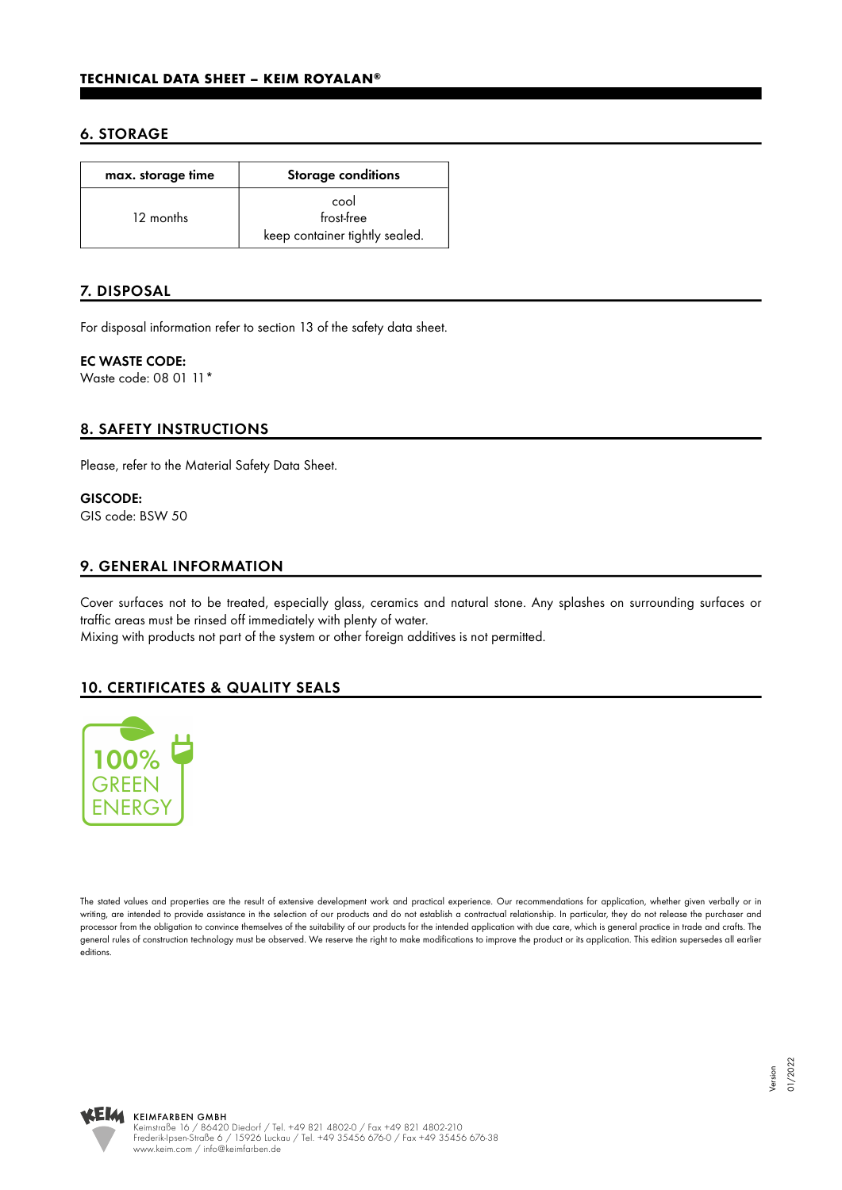## 6. STORAGE

| max. storage time | Storage conditions |
| --- | --- |
| 12 months | cool<br>frost-free<br>keep container tightly sealed. |

## 7. DISPOSAL

For disposal information refer to section 13 of the safety data sheet.

**EC WASTE CODE:**
Waste code: 08 01 11*

## 8. SAFETY INSTRUCTIONS

Please, refer to the Material Safety Data Sheet.

**GISCODE:**
GIS code: BSW 50

## 9. GENERAL INFORMATION

Cover surfaces not to be treated, especially glass, ceramics and natural stone. Any splashes on surrounding surfaces or traffic areas must be rinsed off immediately with plenty of water.
Mixing with products not part of the system or other foreign additives is not permitted.

## 10. CERTIFICATES & QUALITY SEALS

100% GREEN ENERGY

The stated values and properties are the result of extensive development work and practical experience. Our recommendations for application, whether given verbally or in writing, are intended to provide assistance in the selection of our products and do not establish a contractual relationship. In particular, they do not release the purchaser and processor from the obligation to convince themselves of the suitability of our products for the intended application with due care, which is general practice in trade and crafts. The general rules of construction technology must be observed. We reserve the right to make modifications to improve the product or its application. This edition supersedes all earlier editions.

Version 01/2022

KEIMFARBEN GMBH
Keimstraße 16 / 86420 Diedorf / Tel. +49 821 4802-0 / Fax +49 821 4802-210
Frederik-Ipsen-Straße 6 / 15926 Luckau / Tel. +49 35456 676-0 / Fax +49 35456 676-38
www.keim.com / info@keimfarben.de